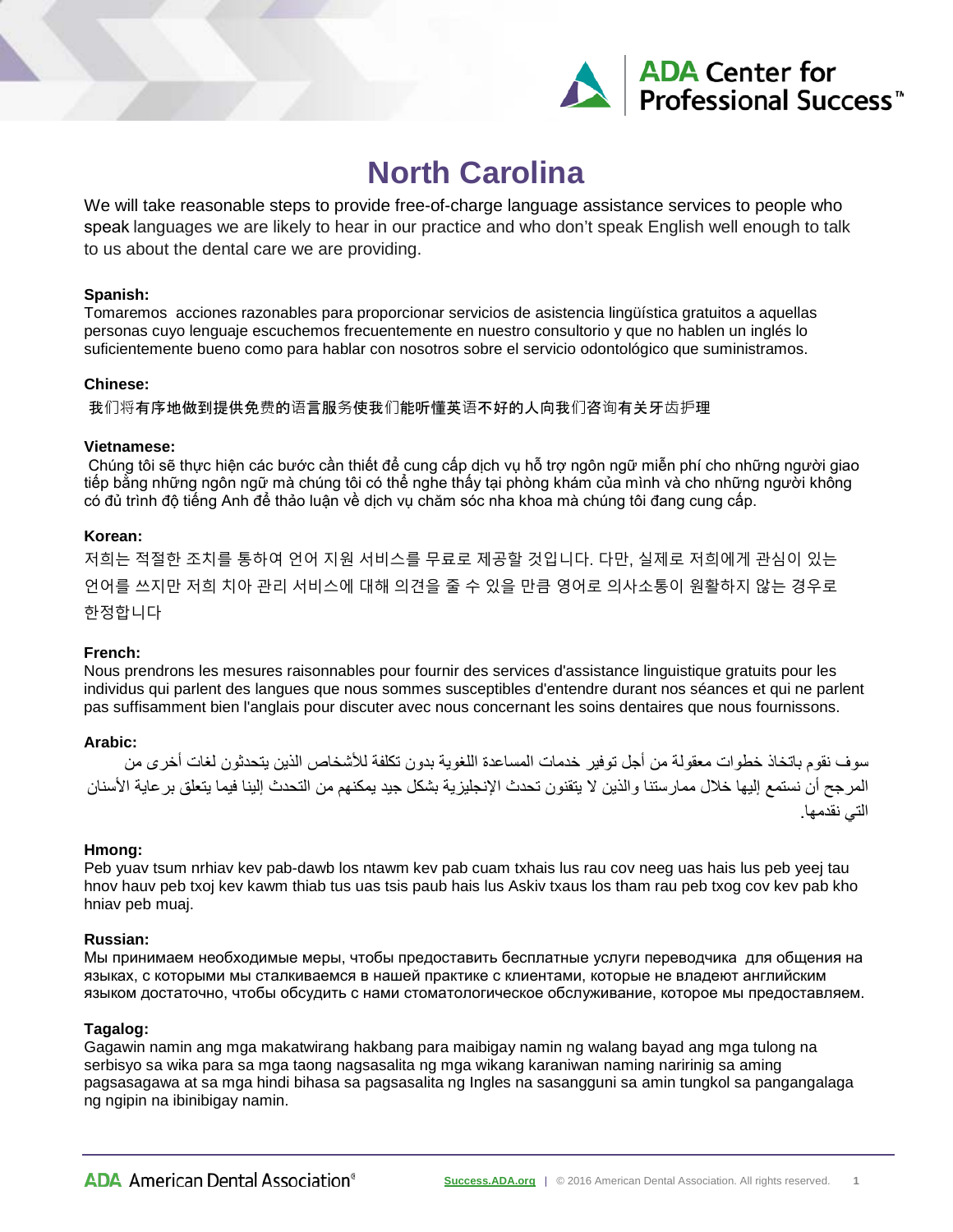# North Carolina

We will take reasonable steps to provide free-of-charge language assistance services to people who speak languages we are likely to hear in our practice and who don't speak English well enough to talk to us about the dental care we are providing.

**Spanish:**
Tomaremos acciones razonables para proporcionar servicios de asistencia lingüística gratuitos a aquellas personas cuyo lenguaje escuchemos frecuentemente en nuestro consultorio y que no hablen un inglés lo suficientemente bueno como para hablar con nosotros sobre el servicio odontológico que suministramos.

**Chinese:**
我们将有序地做到提供免费的语言服务使我们能听懂英语不好的人向我们咨询有关牙齿护理

**Vietnamese:**
Chúng tôi sẽ thực hiện các bước cần thiết để cung cấp dịch vụ hỗ trợ ngôn ngữ miễn phí cho những người giao tiếp bằng những ngôn ngữ mà chúng tôi có thể nghe thấy tại phòng khám của mình và cho những người không có đủ trình độ tiếng Anh để thảo luận về dịch vụ chăm sóc nha khoa mà chúng tôi đang cung cấp.

**Korean:**
저희는 적절한 조치를 통하여 언어 지원 서비스를 무료로 제공할 것입니다. 다만, 실제로 저희에게 관심이 있는 언어를 쓰지만 저희 치아 관리 서비스에 대해 의견을 줄 수 있을 만큼 영어로 의사소통이 원활하지 않는 경우로 한정합니다

**French:**
Nous prendrons les mesures raisonnables pour fournir des services d'assistance linguistique gratuits pour les individus qui parlent des langues que nous sommes susceptibles d'entendre durant nos séances et qui ne parlent pas suffisamment bien l'anglais pour discuter avec nous concernant les soins dentaires que nous fournissons.

**Arabic:**
سوف نقوم باتخاذ خطوات معقولة من أجل توفير خدمات المساعدة اللغوية بدون تكلفة للأشخاص الذين يتحدثون لغات أخرى من المرجح أن نستمع إليها خلال ممارستنا والذين لا يتقنون تحدث الإنجليزية بشكل جيد يمكنهم من التحدث إلينا فيما يتعلق برعاية الأسنان التي نقدمها.

**Hmong:**
Peb yuav tsum nrhiav kev pab-dawb los ntawm kev pab cuam txhais lus rau cov neeg uas hais lus peb yeej tau hnov hauv peb txoj kev kawm thiab tus uas tsis paub hais lus Askiv txaus los tham rau peb txog cov kev pab kho hniav peb muaj.

**Russian:**
Мы принимаем необходимые меры, чтобы предоставить бесплатные услуги переводчика для общения на языках, с которыми мы сталкиваемся в нашей практике с клиентами, которые не владеют английским языком достаточно, чтобы обсудить с нами стоматологическое обслуживание, которое мы предоставляем.

**Tagalog:**
Gagawin namin ang mga makatwirang hakbang para maibigay namin ng walang bayad ang mga tulong na serbisyo sa wika para sa mga taong nagsasalita ng mga wikang karaniwan naming naririnig sa aming pagsasagawa at sa mga hindi bihasa sa pagsasalita ng Ingles na sasangguni sa amin tungkol sa pangangalaga ng ngipin na ibinibigay namin.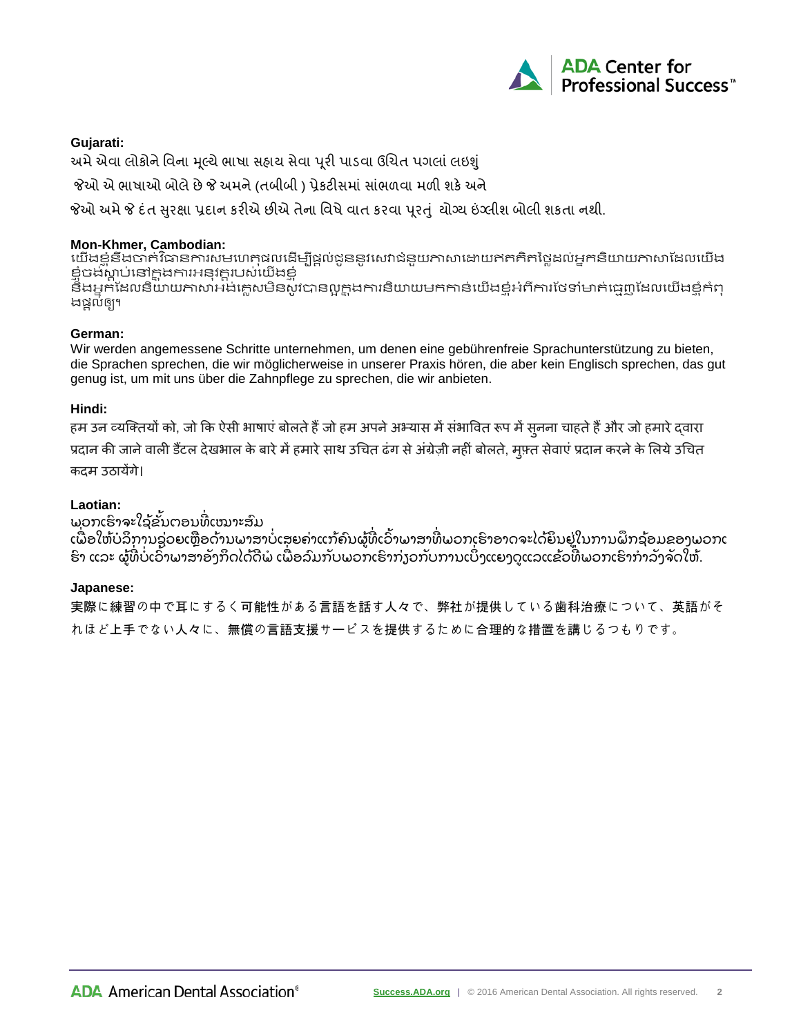**Gujarati:**

અમે એવા લોકોને વિના મૂલ્યે ભાષા સહાય સેવા પૂરી પાડવા ઉચિત પગલાં લઇશું

જેઓ એ ભાષાઓ બોલે છે જે અમને (તબીબી ) પ્રેક્ટીસમાં સાંભળવા મળી શકે અને

જેઓ અમે જે દંત સુરક્ષા પ્રદાન કરીએ છીએ તેના વિષે વાત કરવા પૂરતું યોગ્ય ઇંગ્લીશ બોલી શકતા નથી.

**Mon-Khmer, Cambodian:**

យើងខ្ញុំនឹងចាត់វិធានការសមហេតុផលដើម្បីផ្តល់ជូននូវសេវាជំនួយភាសាដោយឥតគិតថ្លៃដល់អ្នកនិយាយភាសាដែលយើងខ្ញុំចង់ស្តាប់នៅក្នុងការអនុវត្តរបស់យើងខ្ញុំ
និងអ្នកដែលនិយាយភាសាអង់គ្លេសមិនសូវបានល្អក្នុងការនិយាយមកកាន់យើងខ្ញុំអំពីការថែទាំមាត់ធ្មេញដែលយើងខ្ញុំកំពុងផ្តល់ឲ្យ។

**German:**

Wir werden angemessene Schritte unternehmen, um denen eine gebührenfreie Sprachunterstützung zu bieten, die Sprachen sprechen, die wir möglicherweise in unserer Praxis hören, die aber kein Englisch sprechen, das gut genug ist, um mit uns über die Zahnpflege zu sprechen, die wir anbieten.

**Hindi:**

हम उन व्यक्तियों को, जो कि ऐसी भाषाएं बोलते हैं जो हम अपने अभ्यास में संभावित रूप में सुनना चाहते हैं और जो हमारे द्वारा प्रदान की जाने वाली डैंटल देखभाल के बारे में हमारे साथ उचित ढंग से अंग्रेज़ी नहीं बोलते, मुफ़्त सेवाएं प्रदान करने के लिये उचित कदम उठायेंगे।

**Laotian:**

ພວກເຮົາຈະໃຊ້ຂັ້ນຕອນທີ່ເໝາະສົມ
ເພື່ອໃຫ້ບໍລິການຊ່ວຍເຫຼືອດ້ານພາສາບໍ່ເສຍຄ່າແກ່ຄົນຜູ້ທີ່ເວົ້າພາສາທີ່ພວກເຮົາອາດຈະໄດ້ຍິນຢູ່ໃນການຝຶກຊ້ອມຂອງພວກເຮົາ ແລະ ຜູ້ທີ່ບໍ່ເວົ້າພາສາອັງກິດໄດ້ດີພໍ ເພື່ອລົມກັບພວກເຮົາກ່ຽວກັບການເບິ່ງແຍງດູແລແຂ້ວທີ່ພວກເຮົາກຳລັງຈັດໃຫ້.

**Japanese:**

実際に練習の中で耳にする可能性がある言語を話す人々で、弊社が提供している歯科治療について、英語がそれほど上手でない人々に、無償の言語支援サービスを提供するために合理的な措置を講じるつもりです。